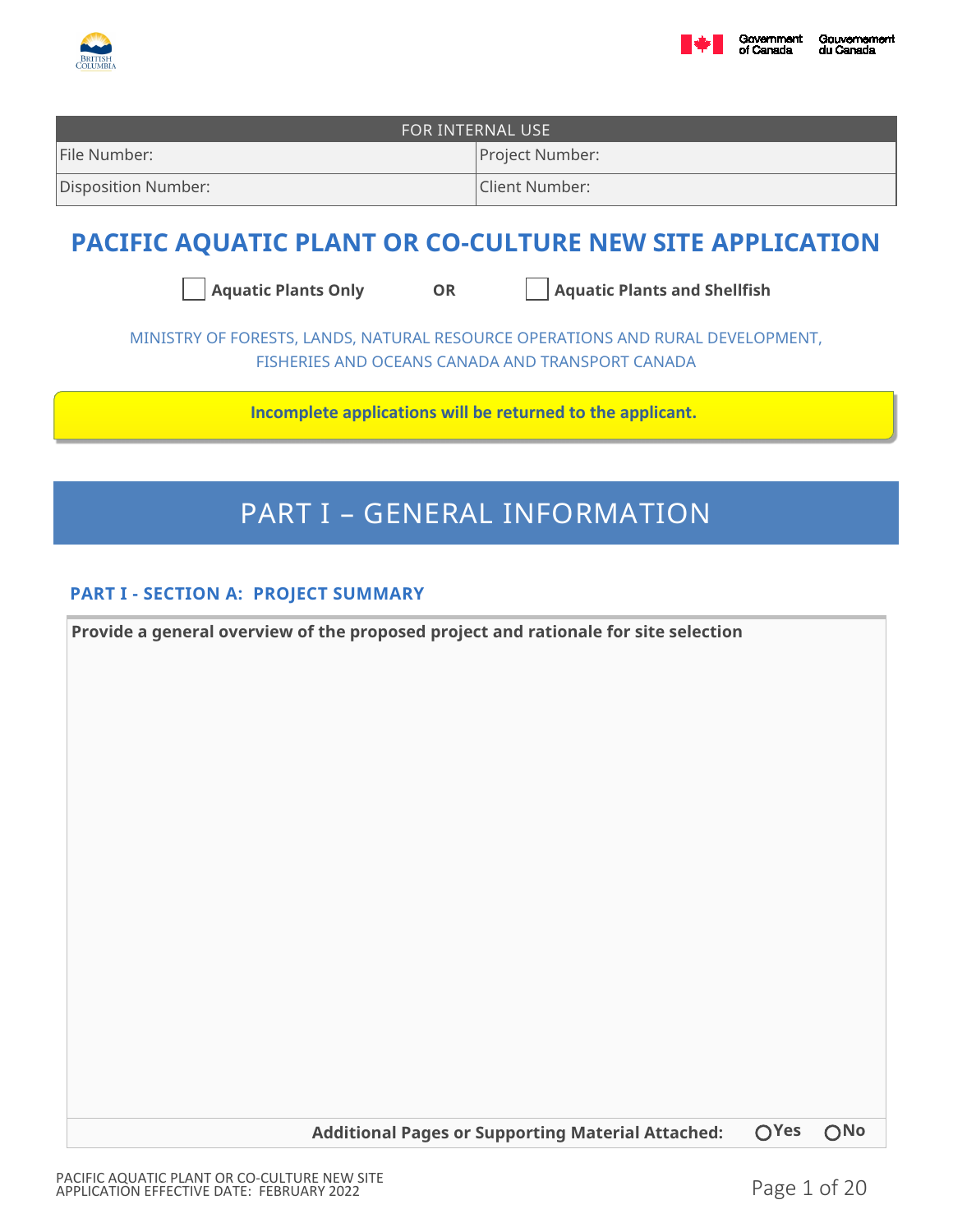| FOR INTERNAL USE | |
|---|---|
| File Number: | Project Number: |
| Disposition Number: | Client Number: |

# PACIFIC AQUATIC PLANT OR CO-CULTURE NEW SITE APPLICATION

☐ **Aquatic Plants Only** **OR** ☐ **Aquatic Plants and Shellfish**

MINISTRY OF FORESTS, LANDS, NATURAL RESOURCE OPERATIONS AND RURAL DEVELOPMENT, FISHERIES AND OCEANS CANADA AND TRANSPORT CANADA

**Incomplete applications will be returned to the applicant.**

# PART I – GENERAL INFORMATION

## PART I - SECTION A: PROJECT SUMMARY

**Provide a general overview of the proposed project and rationale for site selection**

**Additional Pages or Supporting Material Attached:** ○ **Yes** ○ **No**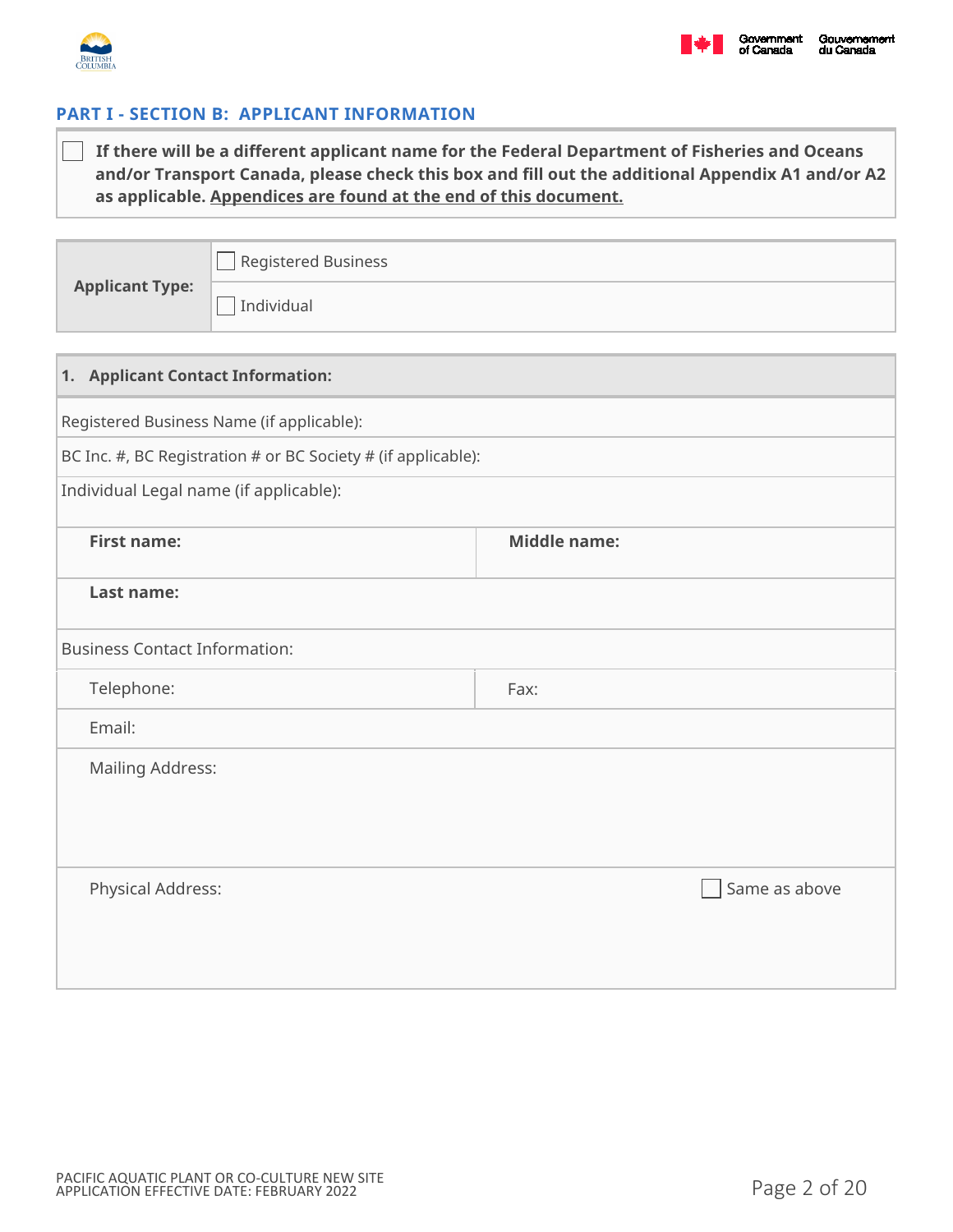## PART I - SECTION B: APPLICANT INFORMATION

☐ **If there will be a different applicant name for the Federal Department of Fisheries and Oceans and/or Transport Canada, please check this box and fill out the additional Appendix A1 and/or A2 as applicable. Appendices are found at the end of this document.**

| **Applicant Type:** | ☐ Registered Business |
|---|---|
| | ☐ Individual |

| **1. Applicant Contact Information:** | |
|---|---|
| Registered Business Name (if applicable): | |
| BC Inc. #, BC Registration # or BC Society # (if applicable): | |
| Individual Legal name (if applicable): | |
| **First name:** | **Middle name:** |
| **Last name:** | |
| Business Contact Information: | |
| Telephone: | Fax: |
| Email: | |
| Mailing Address: | |
| Physical Address: | ☐ Same as above |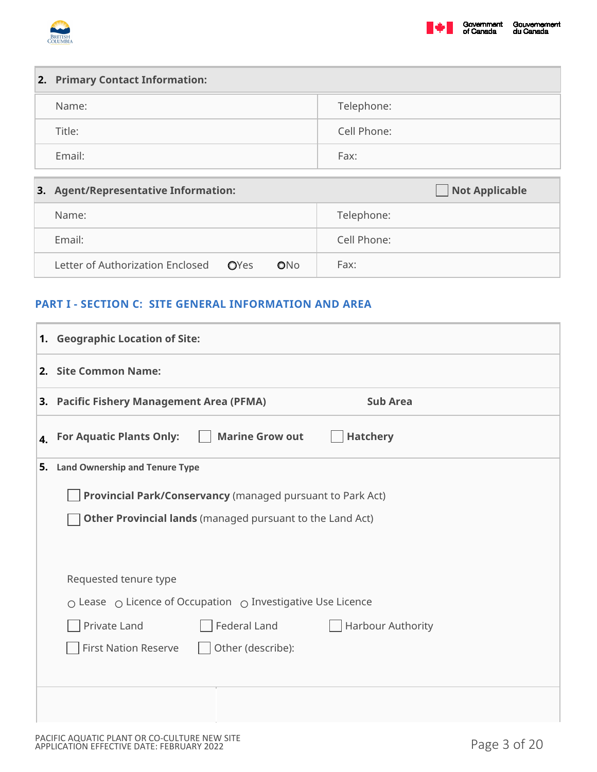| **2. Primary Contact Information:** | |
|---|---|
| Name: | Telephone: |
| Title: | Cell Phone: |
| Email: | Fax: |

| **3. Agent/Representative Information:** | ☐ **Not Applicable** |
|---|---|
| Name: | Telephone: |
| Email: | Cell Phone: |
| Letter of Authorization Enclosed ○ Yes ○ No | Fax: |

## PART I - SECTION C: SITE GENERAL INFORMATION AND AREA

| | |
|---|---|
| **1. Geographic Location of Site:** | |
| **2. Site Common Name:** | |
| **3. Pacific Fishery Management Area (PFMA)** | **Sub Area** |
| **4. For Aquatic Plants Only:** ☐ **Marine Grow out** ☐ **Hatchery** | |

**5. Land Ownership and Tenure Type**

☐ **Provincial Park/Conservancy** (managed pursuant to Park Act)

☐ **Other Provincial lands** (managed pursuant to the Land Act)

Requested tenure type

○ Lease ○ Licence of Occupation ○ Investigative Use Licence

☐ Private Land ☐ Federal Land ☐ Harbour Authority

☐ First Nation Reserve ☐ Other (describe):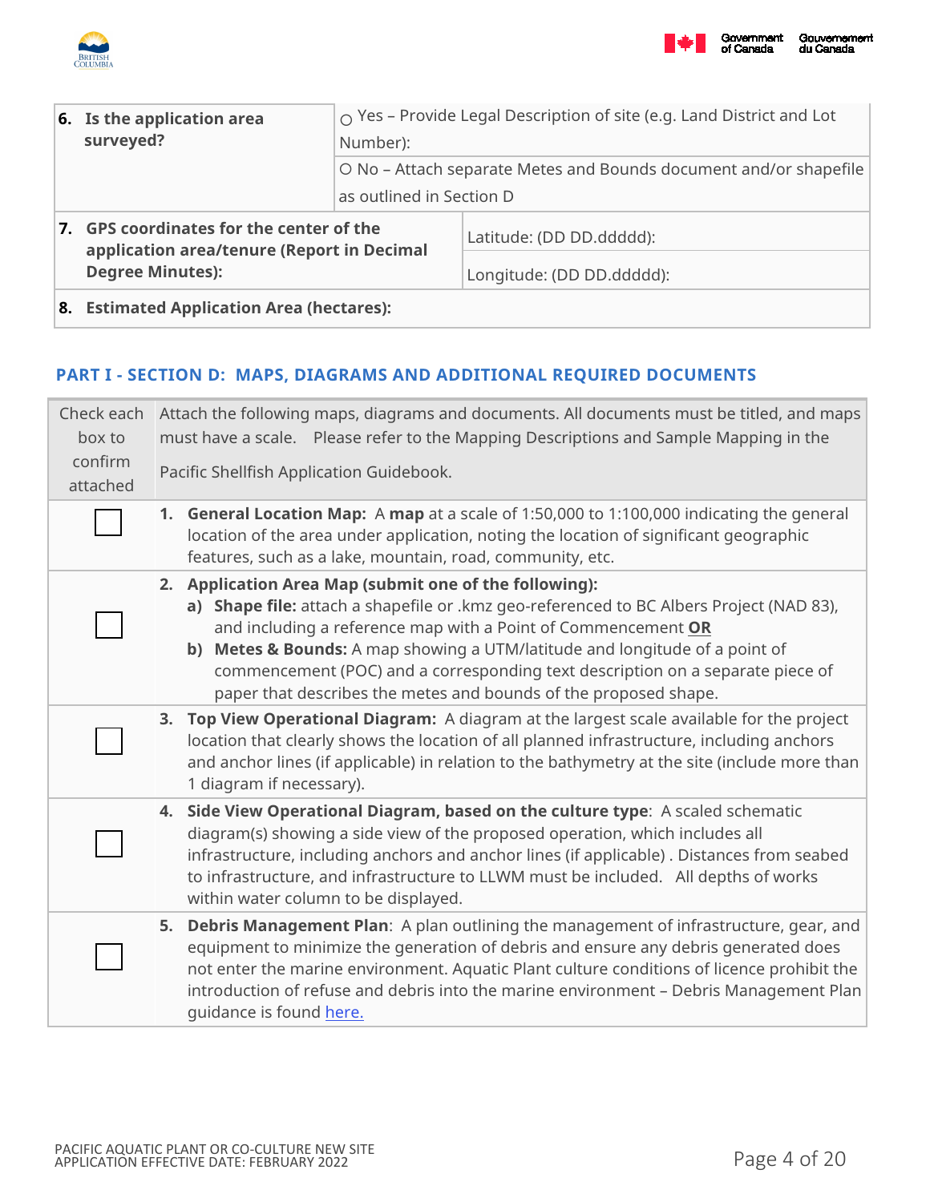| 6. **Is the application area surveyed?** | ○ Yes – Provide Legal Description of site (e.g. Land District and Lot Number): |
|---|---|
| | ○ No – Attach separate Metes and Bounds document and/or shapefile as outlined in Section D |
| 7. **GPS coordinates for the center of the application area/tenure (Report in Decimal Degree Minutes):** | Latitude: (DD DD.ddddd): |
| | Longitude: (DD DD.ddddd): |
| 8. **Estimated Application Area (hectares):** | |

## PART I - SECTION D: MAPS, DIAGRAMS AND ADDITIONAL REQUIRED DOCUMENTS

| Check each box to confirm attached | Attach the following maps, diagrams and documents. All documents must be titled, and maps must have a scale. Please refer to the Mapping Descriptions and Sample Mapping in the Pacific Shellfish Application Guidebook. |
|---|---|
| ☐ | 1. **General Location Map:** A **map** at a scale of 1:50,000 to 1:100,000 indicating the general location of the area under application, noting the location of significant geographic features, such as a lake, mountain, road, community, etc. |
| ☐ | 2. **Application Area Map (submit one of the following):** a) **Shape file:** attach a shapefile or .kmz geo-referenced to BC Albers Project (NAD 83), and including a reference map with a Point of Commencement **OR** b) **Metes & Bounds:** A map showing a UTM/latitude and longitude of a point of commencement (POC) and a corresponding text description on a separate piece of paper that describes the metes and bounds of the proposed shape. |
| ☐ | 3. **Top View Operational Diagram:** A diagram at the largest scale available for the project location that clearly shows the location of all planned infrastructure, including anchors and anchor lines (if applicable) in relation to the bathymetry at the site (include more than 1 diagram if necessary). |
| ☐ | 4. **Side View Operational Diagram, based on the culture type**: A scaled schematic diagram(s) showing a side view of the proposed operation, which includes all infrastructure, including anchors and anchor lines (if applicable) . Distances from seabed to infrastructure, and infrastructure to LLWM must be included. All depths of works within water column to be displayed. |
| ☐ | 5. **Debris Management Plan**: A plan outlining the management of infrastructure, gear, and equipment to minimize the generation of debris and ensure any debris generated does not enter the marine environment. Aquatic Plant culture conditions of licence prohibit the introduction of refuse and debris into the marine environment – Debris Management Plan guidance is found here. |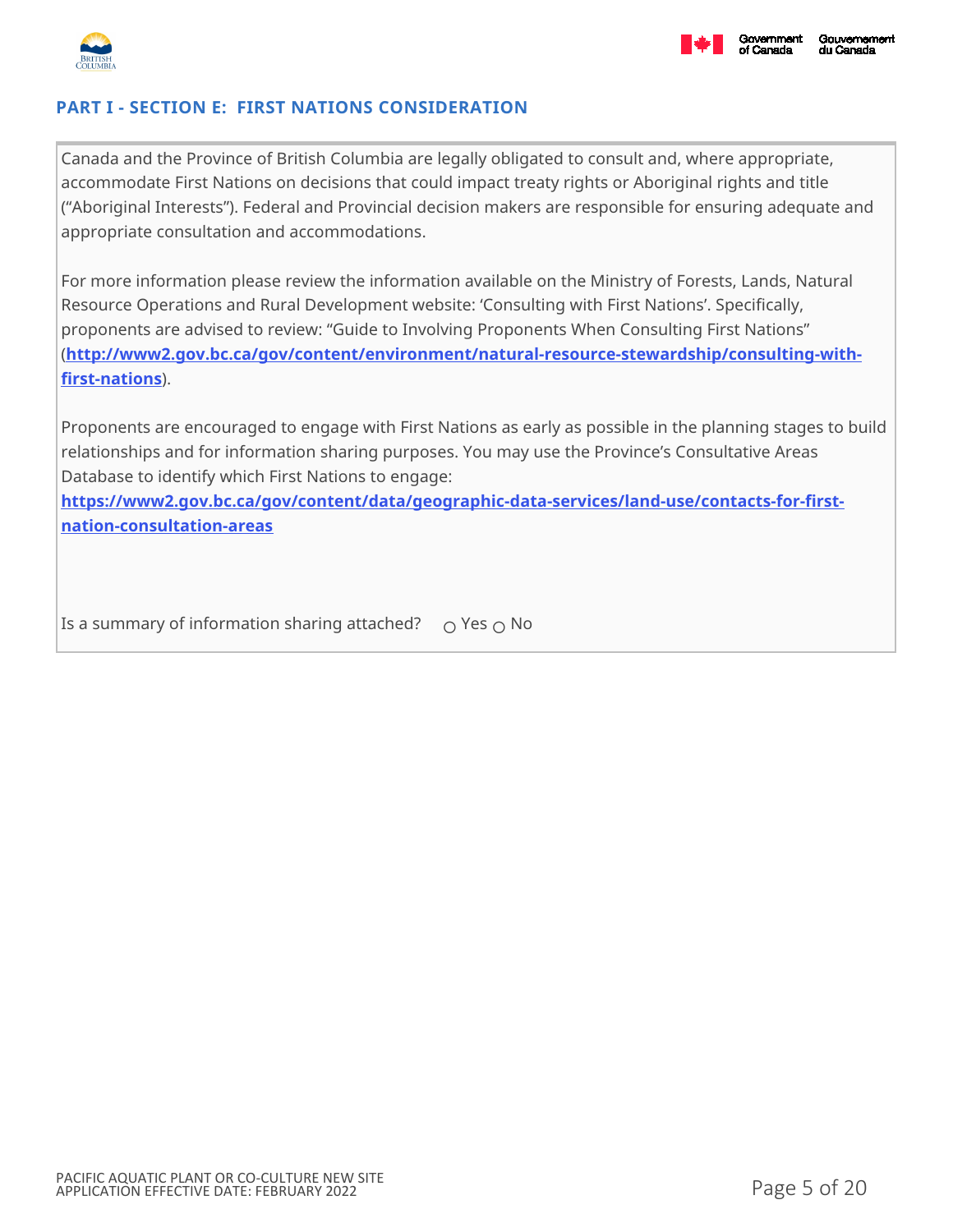## PART I - SECTION E: FIRST NATIONS CONSIDERATION

Canada and the Province of British Columbia are legally obligated to consult and, where appropriate, accommodate First Nations on decisions that could impact treaty rights or Aboriginal rights and title ("Aboriginal Interests"). Federal and Provincial decision makers are responsible for ensuring adequate and appropriate consultation and accommodations.

For more information please review the information available on the Ministry of Forests, Lands, Natural Resource Operations and Rural Development website: 'Consulting with First Nations'. Specifically, proponents are advised to review: "Guide to Involving Proponents When Consulting First Nations" (**http://www2.gov.bc.ca/gov/content/environment/natural-resource-stewardship/consulting-with-first-nations**).

Proponents are encouraged to engage with First Nations as early as possible in the planning stages to build relationships and for information sharing purposes. You may use the Province's Consultative Areas Database to identify which First Nations to engage: **https://www2.gov.bc.ca/gov/content/data/geographic-data-services/land-use/contacts-for-first-nation-consultation-areas**

Is a summary of information sharing attached? ○ Yes ○ No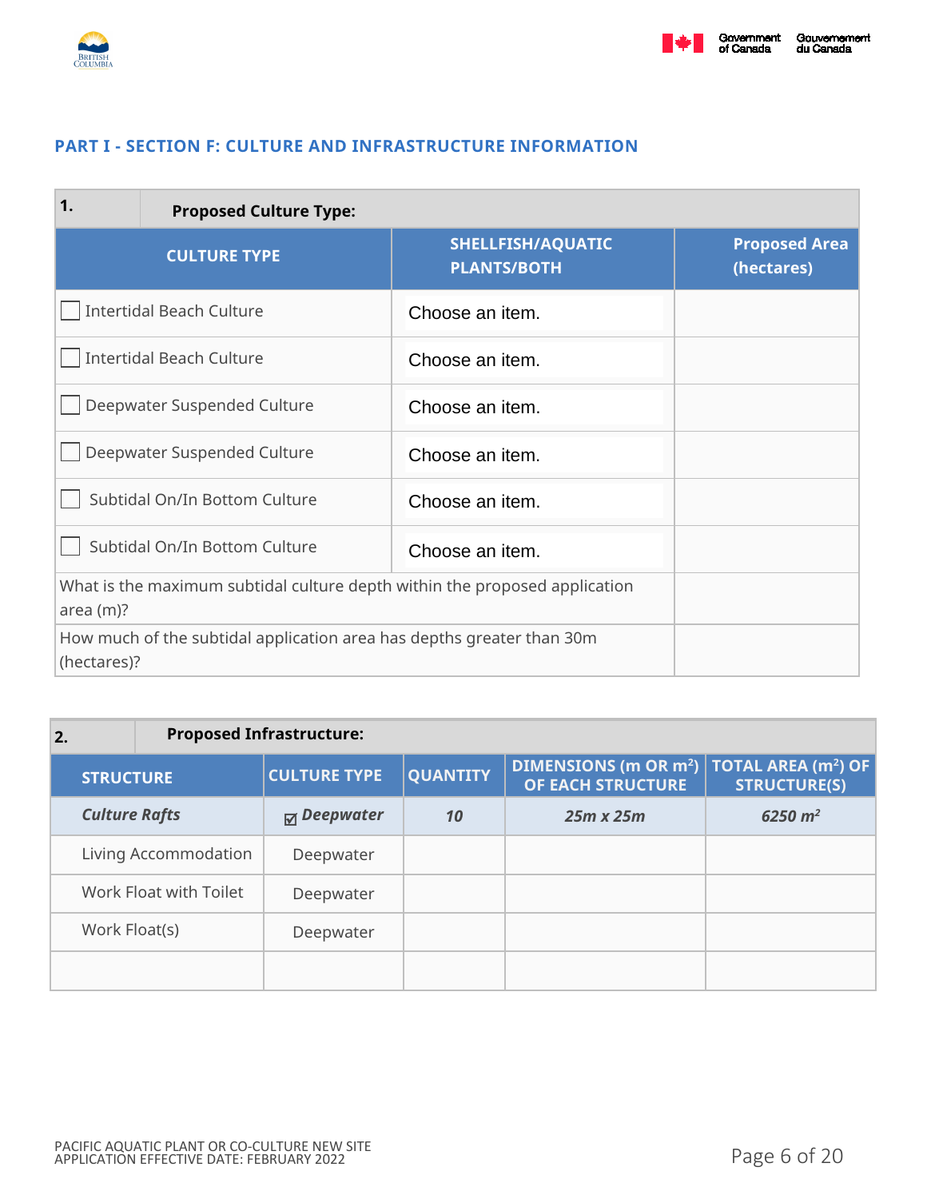## PART I - SECTION F: CULTURE AND INFRASTRUCTURE INFORMATION

| 1. Proposed Culture Type: | | |
|---|---|---|
| **CULTURE TYPE** | **SHELLFISH/AQUATIC PLANTS/BOTH** | **Proposed Area (hectares)** |
| ☐ Intertidal Beach Culture | Choose an item. | |
| ☐ Intertidal Beach Culture | Choose an item. | |
| ☐ Deepwater Suspended Culture | Choose an item. | |
| ☐ Deepwater Suspended Culture | Choose an item. | |
| ☐ Subtidal On/In Bottom Culture | Choose an item. | |
| ☐ Subtidal On/In Bottom Culture | Choose an item. | |
| What is the maximum subtidal culture depth within the proposed application area (m)? | | |
| How much of the subtidal application area has depths greater than 30m (hectares)? | | |

| 2. Proposed Infrastructure: | | | | |
|---|---|---|---|---|
| **STRUCTURE** | **CULTURE TYPE** | **QUANTITY** | **DIMENSIONS (m OR $m^2$) OF EACH STRUCTURE** | **TOTAL AREA ($m^2$) OF STRUCTURE(S)** |
| ***Culture Rafts*** | ☑ ***Deepwater*** | ***10*** | ***25m x 25m*** | ***6250 $m^2$*** |
| Living Accommodation | Deepwater | | | |
| Work Float with Toilet | Deepwater | | | |
| Work Float(s) | Deepwater | | | |
| | | | | |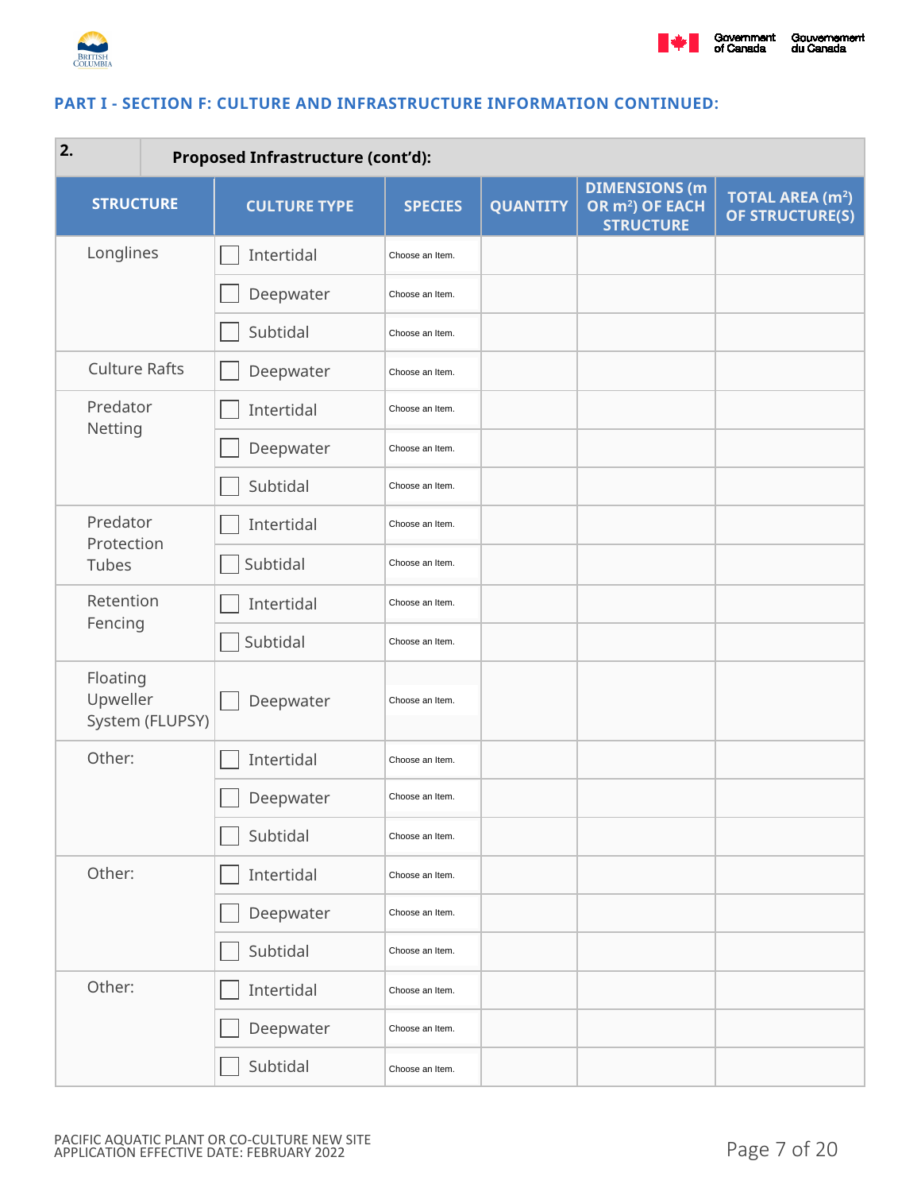## PART I - SECTION F: CULTURE AND INFRASTRUCTURE INFORMATION CONTINUED:

**2. Proposed Infrastructure (cont'd):**

| STRUCTURE | CULTURE TYPE | SPECIES | QUANTITY | DIMENSIONS (m OR $m^2$) OF EACH STRUCTURE | TOTAL AREA ($m^2$) OF STRUCTURE(S) |
|---|---|---|---|---|---|
| Longlines | ☐ Intertidal | Choose an Item. | | | |
| | ☐ Deepwater | Choose an Item. | | | |
| | ☐ Subtidal | Choose an Item. | | | |
| Culture Rafts | ☐ Deepwater | Choose an Item. | | | |
| Predator Netting | ☐ Intertidal | Choose an Item. | | | |
| | ☐ Deepwater | Choose an Item. | | | |
| | ☐ Subtidal | Choose an Item. | | | |
| Predator Protection Tubes | ☐ Intertidal | Choose an Item. | | | |
| | ☐ Subtidal | Choose an Item. | | | |
| Retention Fencing | ☐ Intertidal | Choose an Item. | | | |
| | ☐ Subtidal | Choose an Item. | | | |
| Floating Upweller System (FLUPSY) | ☐ Deepwater | Choose an Item. | | | |
| Other: | ☐ Intertidal | Choose an Item. | | | |
| | ☐ Deepwater | Choose an Item. | | | |
| | ☐ Subtidal | Choose an Item. | | | |
| Other: | ☐ Intertidal | Choose an Item. | | | |
| | ☐ Deepwater | Choose an Item. | | | |
| | ☐ Subtidal | Choose an Item. | | | |
| Other: | ☐ Intertidal | Choose an Item. | | | |
| | ☐ Deepwater | Choose an Item. | | | |
| | ☐ Subtidal | Choose an Item. | | | |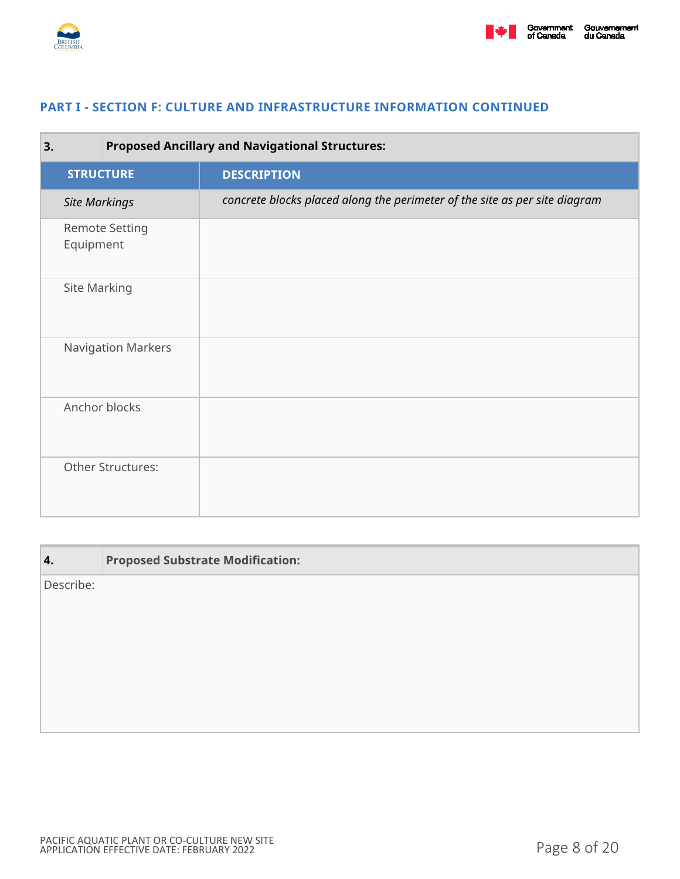## PART I - SECTION F: CULTURE AND INFRASTRUCTURE INFORMATION CONTINUED

| **3.** | **Proposed Ancillary and Navigational Structures:** |
|---|---|
| **STRUCTURE** | **DESCRIPTION** |
| *Site Markings* | *concrete blocks placed along the perimeter of the site as per site diagram* |
| Remote Setting Equipment | |
| Site Marking | |
| Navigation Markers | |
| Anchor blocks | |
| Other Structures: | |

| **4.** | **Proposed Substrate Modification:** |
|---|---|
| Describe: | |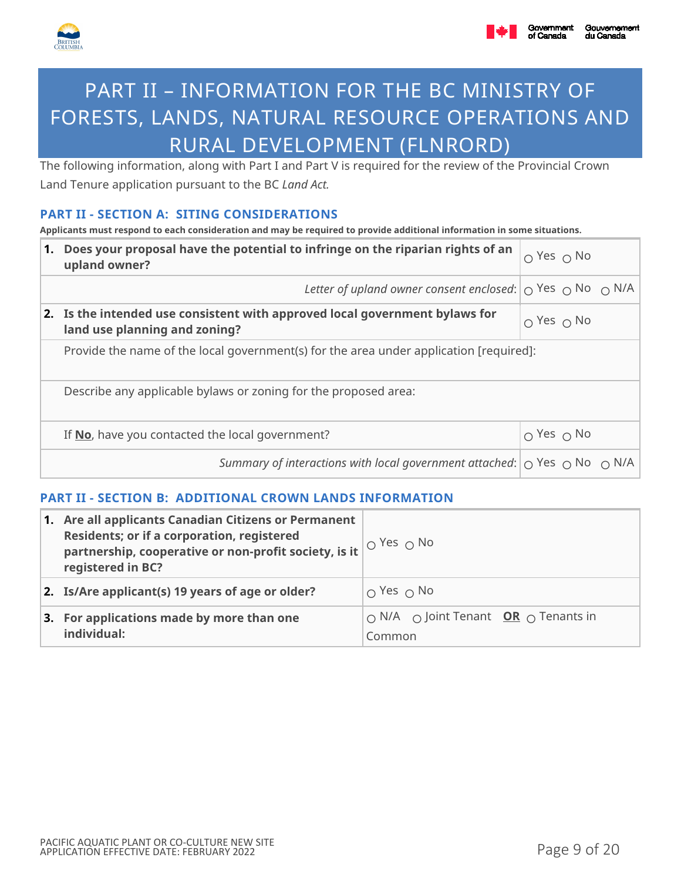# PART II – INFORMATION FOR THE BC MINISTRY OF FORESTS, LANDS, NATURAL RESOURCE OPERATIONS AND RURAL DEVELOPMENT (FLNRORD)

The following information, along with Part I and Part V is required for the review of the Provincial Crown Land Tenure application pursuant to the BC *Land Act.*

### PART II - SECTION A: SITING CONSIDERATIONS

**Applicants must respond to each consideration and may be required to provide additional information in some situations.**

| | |
|---|---|
| **1. Does your proposal have the potential to infringe on the riparian rights of an upland owner?** | ○ Yes ○ No |
| *Letter of upland owner consent enclosed*: | ○ Yes ○ No ○ N/A |
| **2. Is the intended use consistent with approved local government bylaws for land use planning and zoning?** | ○ Yes ○ No |
| Provide the name of the local government(s) for the area under application [required]: | |
| Describe any applicable bylaws or zoning for the proposed area: | |
| If **No**, have you contacted the local government? | ○ Yes ○ No |
| *Summary of interactions with local government attached*: | ○ Yes ○ No ○ N/A |

### PART II - SECTION B: ADDITIONAL CROWN LANDS INFORMATION

| | |
|---|---|
| **1. Are all applicants Canadian Citizens or Permanent Residents; or if a corporation, registered partnership, cooperative or non-profit society, is it registered in BC?** | ○ Yes ○ No |
| **2. Is/Are applicant(s) 19 years of age or older?** | ○ Yes ○ No |
| **3. For applications made by more than one individual:** | ○ N/A ○ Joint Tenant **OR** ○ Tenants in Common |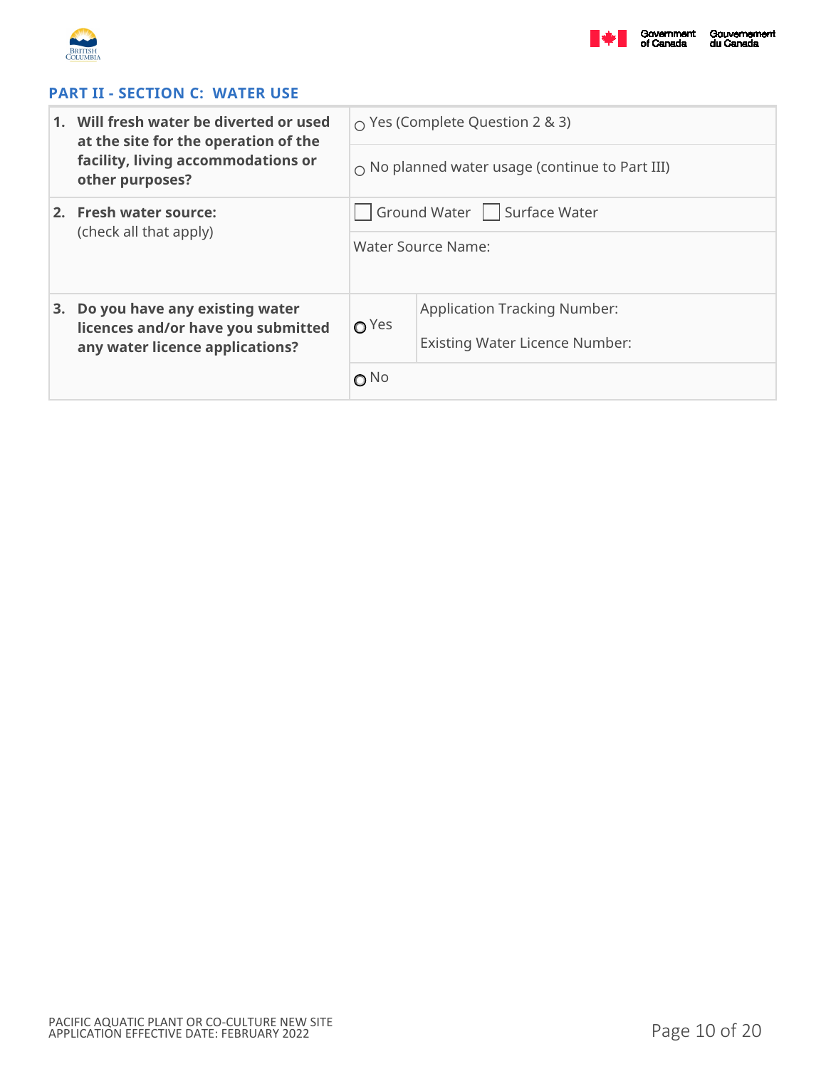## PART II - SECTION C: WATER USE

| Question | Response | |
|---|---|---|
| **1. Will fresh water be diverted or used at the site for the operation of the facility, living accommodations or other purposes?** | ○ Yes (Complete Question 2 & 3) | |
| | ○ No planned water usage (continue to Part III) | |
| **2. Fresh water source:** (check all that apply) | ☐ Ground Water ☐ Surface Water | |
| | Water Source Name: | |
| **3. Do you have any existing water licences and/or have you submitted any water licence applications?** | ○ Yes | Application Tracking Number: |
| | | Existing Water Licence Number: |
| | ○ No | |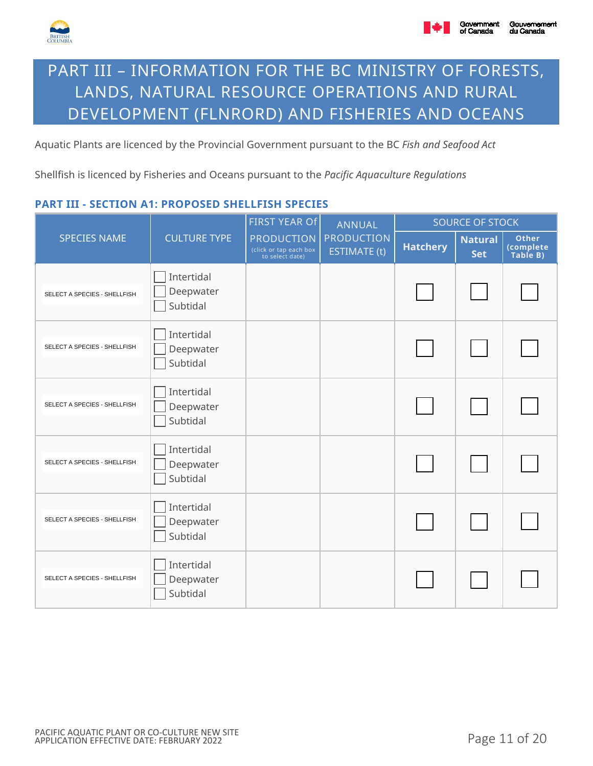# PART III – INFORMATION FOR THE BC MINISTRY OF FORESTS, LANDS, NATURAL RESOURCE OPERATIONS AND RURAL DEVELOPMENT (FLNRORD) AND FISHERIES AND OCEANS

Aquatic Plants are licenced by the Provincial Government pursuant to the BC *Fish and Seafood Act*

Shellfish is licenced by Fisheries and Oceans pursuant to the *Pacific Aquaculture Regulations*

### PART III - SECTION A1: PROPOSED SHELLFISH SPECIES

| SPECIES NAME | CULTURE TYPE | FIRST YEAR Of PRODUCTION (click or tap each box to select date) | ANNUAL PRODUCTION ESTIMATE (t) | SOURCE OF STOCK | | |
|---|---|---|---|---|---|---|
| | | | | **Hatchery** | **Natural Set** | **Other (complete Table B)** |
| SELECT A SPECIES - SHELLFISH | ☐ Intertidal ☐ Deepwater ☐ Subtidal | | | ☐ | ☐ | ☐ |
| SELECT A SPECIES - SHELLFISH | ☐ Intertidal ☐ Deepwater ☐ Subtidal | | | ☐ | ☐ | ☐ |
| SELECT A SPECIES - SHELLFISH | ☐ Intertidal ☐ Deepwater ☐ Subtidal | | | ☐ | ☐ | ☐ |
| SELECT A SPECIES - SHELLFISH | ☐ Intertidal ☐ Deepwater ☐ Subtidal | | | ☐ | ☐ | ☐ |
| SELECT A SPECIES - SHELLFISH | ☐ Intertidal ☐ Deepwater ☐ Subtidal | | | ☐ | ☐ | ☐ |
| SELECT A SPECIES - SHELLFISH | ☐ Intertidal ☐ Deepwater ☐ Subtidal | | | ☐ | ☐ | ☐ |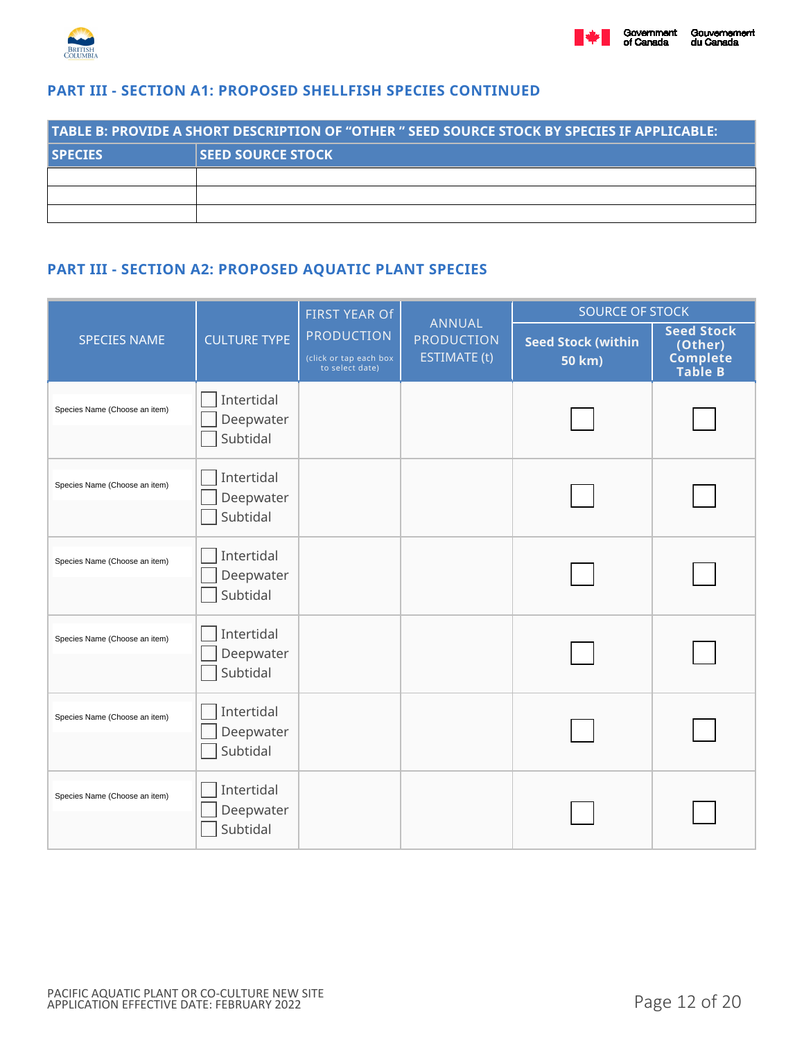## PART III - SECTION A1: PROPOSED SHELLFISH SPECIES CONTINUED

| TABLE B: PROVIDE A SHORT DESCRIPTION OF "OTHER " SEED SOURCE STOCK BY SPECIES IF APPLICABLE: | |
|---|---|
| **SPECIES** | **SEED SOURCE STOCK** |
| | |
| | |
| | |

## PART III - SECTION A2: PROPOSED AQUATIC PLANT SPECIES

| SPECIES NAME | CULTURE TYPE | FIRST YEAR Of PRODUCTION (click or tap each box to select date) | ANNUAL PRODUCTION ESTIMATE (t) | SOURCE OF STOCK | |
|---|---|---|---|---|---|
| | | | | **Seed Stock (within 50 km)** | **Seed Stock (Other) Complete Table B** |
| Species Name (Choose an item) | ☐ Intertidal<br>☐ Deepwater<br>☐ Subtidal | | | ☐ | ☐ |
| Species Name (Choose an item) | ☐ Intertidal<br>☐ Deepwater<br>☐ Subtidal | | | ☐ | ☐ |
| Species Name (Choose an item) | ☐ Intertidal<br>☐ Deepwater<br>☐ Subtidal | | | ☐ | ☐ |
| Species Name (Choose an item) | ☐ Intertidal<br>☐ Deepwater<br>☐ Subtidal | | | ☐ | ☐ |
| Species Name (Choose an item) | ☐ Intertidal<br>☐ Deepwater<br>☐ Subtidal | | | ☐ | ☐ |
| Species Name (Choose an item) | ☐ Intertidal<br>☐ Deepwater<br>☐ Subtidal | | | ☐ | ☐ |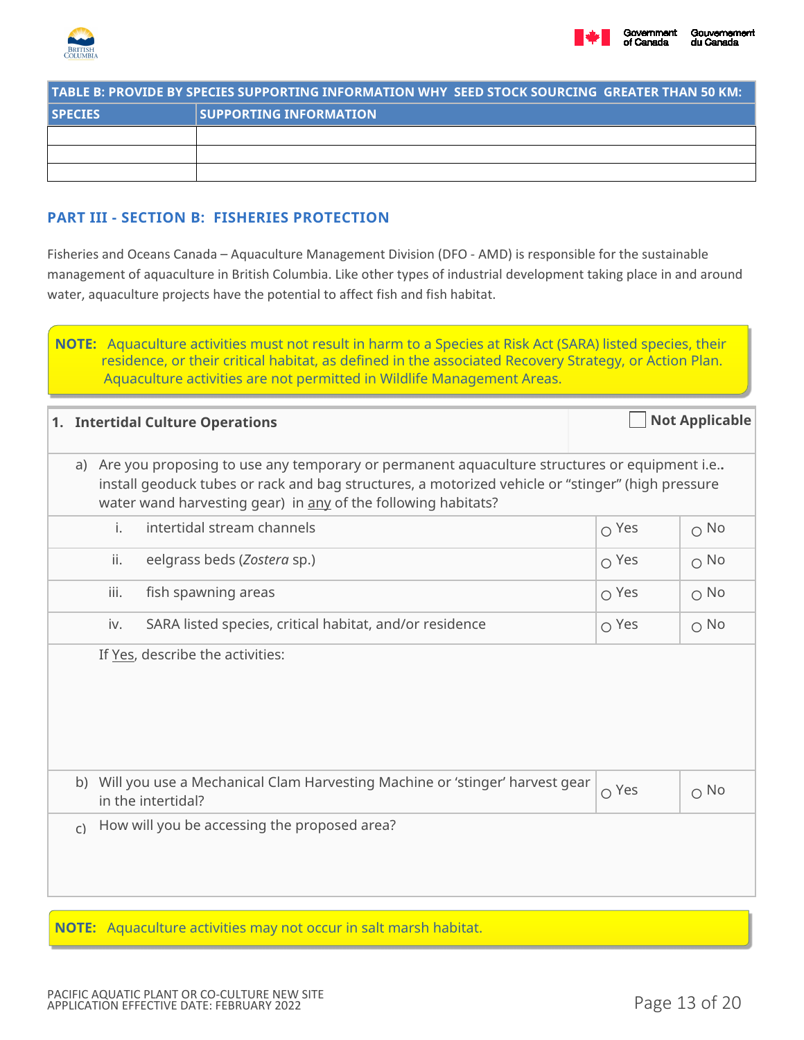| TABLE B: PROVIDE BY SPECIES SUPPORTING INFORMATION WHY SEED STOCK SOURCING GREATER THAN 50 KM: | |
|---|---|
| **SPECIES** | **SUPPORTING INFORMATION** |
| | |
| | |
| | |

## PART III - SECTION B: FISHERIES PROTECTION

Fisheries and Oceans Canada – Aquaculture Management Division (DFO - AMD) is responsible for the sustainable management of aquaculture in British Columbia. Like other types of industrial development taking place in and around water, aquaculture projects have the potential to affect fish and fish habitat.

> **NOTE:** Aquaculture activities must not result in harm to a Species at Risk Act (SARA) listed species, their residence, or their critical habitat, as defined in the associated Recovery Strategy, or Action Plan. Aquaculture activities are not permitted in Wildlife Management Areas.

**1. Intertidal Culture Operations** ☐ Not Applicable

a) Are you proposing to use any temporary or permanent aquaculture structures or equipment i.e.. install geoduck tubes or rack and bag structures, a motorized vehicle or "stinger" (high pressure water wand harvesting gear) in any of the following habitats?

| | | | |
|---|---|---|---|
| i. | intertidal stream channels | ○ Yes | ○ No |
| ii. | eelgrass beds (*Zostera* sp.) | ○ Yes | ○ No |
| iii. | fish spawning areas | ○ Yes | ○ No |
| iv. | SARA listed species, critical habitat, and/or residence | ○ Yes | ○ No |

If Yes, describe the activities:

b) Will you use a Mechanical Clam Harvesting Machine or 'stinger' harvest gear in the intertidal? ○ Yes ○ No

c) How will you be accessing the proposed area?

> **NOTE:** Aquaculture activities may not occur in salt marsh habitat.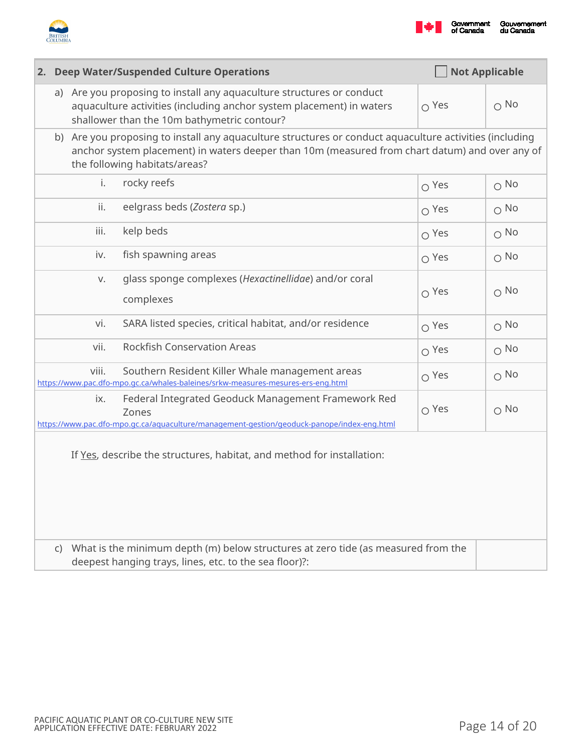## 2. Deep Water/Suspended Culture Operations ☐ Not Applicable

| | | |
|---|---|---|
| a) Are you proposing to install any aquaculture structures or conduct aquaculture activities (including anchor system placement) in waters shallower than the 10m bathymetric contour? | ○ Yes | ○ No |
| b) Are you proposing to install any aquaculture structures or conduct aquaculture activities (including anchor system placement) in waters deeper than 10m (measured from chart datum) and over any of the following habitats/areas? | | |
| i. rocky reefs | ○ Yes | ○ No |
| ii. eelgrass beds (*Zostera* sp.) | ○ Yes | ○ No |
| iii. kelp beds | ○ Yes | ○ No |
| iv. fish spawning areas | ○ Yes | ○ No |
| v. glass sponge complexes (*Hexactinellidae*) and/or coral complexes | ○ Yes | ○ No |
| vi. SARA listed species, critical habitat, and/or residence | ○ Yes | ○ No |
| vii. Rockfish Conservation Areas | ○ Yes | ○ No |
| viii. Southern Resident Killer Whale management areas https://www.pac.dfo-mpo.gc.ca/whales-baleines/srkw-measures-mesures-ers-eng.html | ○ Yes | ○ No |
| ix. Federal Integrated Geoduck Management Framework Red Zones https://www.pac.dfo-mpo.gc.ca/aquaculture/management-gestion/geoduck-panope/index-eng.html | ○ Yes | ○ No |

If Yes, describe the structures, habitat, and method for installation:

| | |
|---|---|
| c) What is the minimum depth (m) below structures at zero tide (as measured from the deepest hanging trays, lines, etc. to the sea floor)?: | |

PACIFIC AQUATIC PLANT OR CO-CULTURE NEW SITE APPLICATION EFFECTIVE DATE: FEBRUARY 2022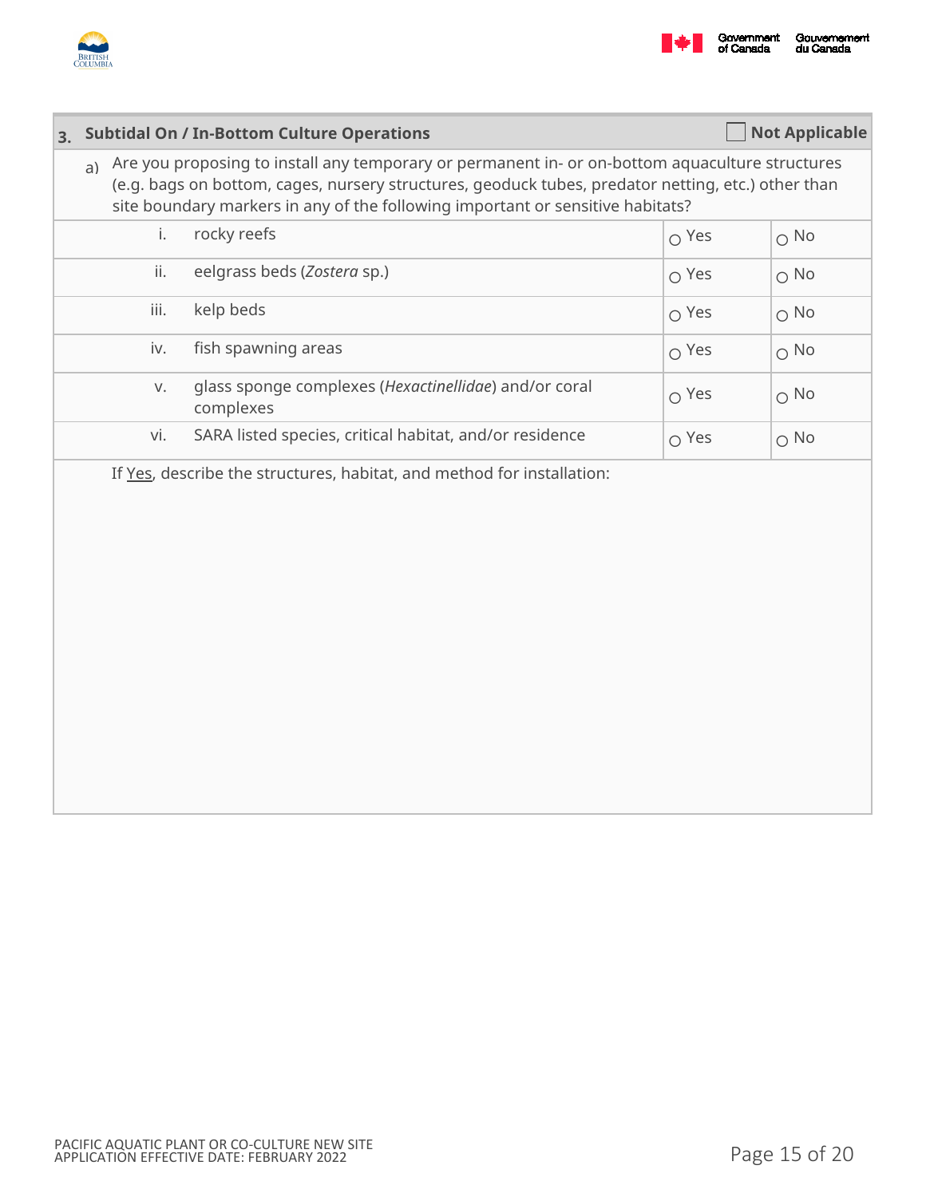## 3. Subtidal On / In-Bottom Culture Operations

☐ Not Applicable

a) Are you proposing to install any temporary or permanent in- or on-bottom aquaculture structures (e.g. bags on bottom, cages, nursery structures, geoduck tubes, predator netting, etc.) other than site boundary markers in any of the following important or sensitive habitats?

| | | | |
|---|---|---|---|
| i. | rocky reefs | ○ Yes | ○ No |
| ii. | eelgrass beds (*Zostera* sp.) | ○ Yes | ○ No |
| iii. | kelp beds | ○ Yes | ○ No |
| iv. | fish spawning areas | ○ Yes | ○ No |
| v. | glass sponge complexes (*Hexactinellidae*) and/or coral complexes | ○ Yes | ○ No |
| vi. | SARA listed species, critical habitat, and/or residence | ○ Yes | ○ No |

If Yes, describe the structures, habitat, and method for installation: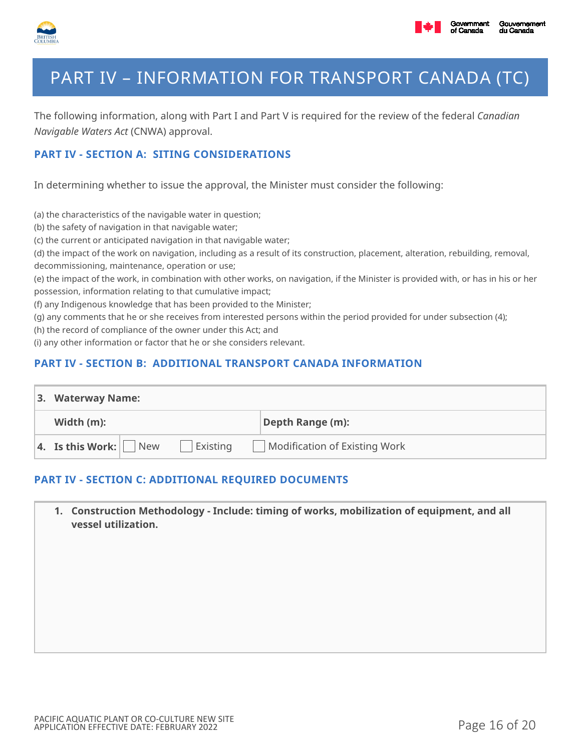# PART IV – INFORMATION FOR TRANSPORT CANADA (TC)

The following information, along with Part I and Part V is required for the review of the federal *Canadian Navigable Waters Act* (CNWA) approval.

## PART IV - SECTION A: SITING CONSIDERATIONS

In determining whether to issue the approval, the Minister must consider the following:

(a) the characteristics of the navigable water in question;
(b) the safety of navigation in that navigable water;
(c) the current or anticipated navigation in that navigable water;
(d) the impact of the work on navigation, including as a result of its construction, placement, alteration, rebuilding, removal, decommissioning, maintenance, operation or use;
(e) the impact of the work, in combination with other works, on navigation, if the Minister is provided with, or has in his or her possession, information relating to that cumulative impact;
(f) any Indigenous knowledge that has been provided to the Minister;
(g) any comments that he or she receives from interested persons within the period provided for under subsection (4);
(h) the record of compliance of the owner under this Act; and
(i) any other information or factor that he or she considers relevant.

## PART IV - SECTION B: ADDITIONAL TRANSPORT CANADA INFORMATION

| **3. Waterway Name:** | | |
|---|---|---|
| **Width (m):** | | **Depth Range (m):** |
| **4. Is this Work:** | ☐ New ☐ Existing | ☐ Modification of Existing Work |

## PART IV - SECTION C: ADDITIONAL REQUIRED DOCUMENTS

| 1. **Construction Methodology - Include: timing of works, mobilization of equipment, and all vessel utilization.** |
|---|
| |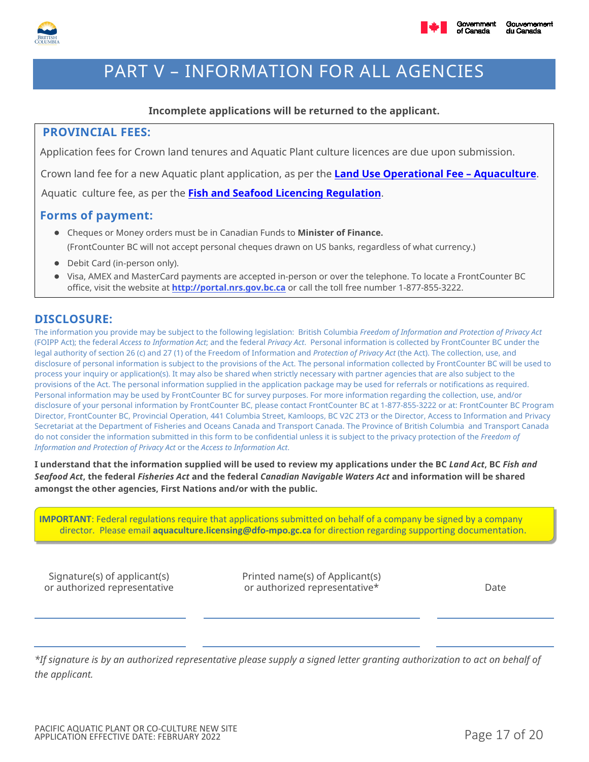# PART V – INFORMATION FOR ALL AGENCIES

**Incomplete applications will be returned to the applicant.**

## PROVINCIAL FEES:

Application fees for Crown land tenures and Aquatic Plant culture licences are due upon submission.

Crown land fee for a new Aquatic plant application, as per the **Land Use Operational Fee – Aquaculture**.

Aquatic culture fee, as per the **Fish and Seafood Licencing Regulation**.

## Forms of payment:

- Cheques or Money orders must be in Canadian Funds to **Minister of Finance.**
  (FrontCounter BC will not accept personal cheques drawn on US banks, regardless of what currency.)
- Debit Card (in-person only).
- Visa, AMEX and MasterCard payments are accepted in-person or over the telephone. To locate a FrontCounter BC office, visit the website at **http://portal.nrs.gov.bc.ca** or call the toll free number 1-877-855-3222.

## DISCLOSURE:

The information you provide may be subject to the following legislation: British Columbia *Freedom of Information and Protection of Privacy Act* (FOIPP Act); the federal *Access to Information Act*; and the federal *Privacy Act*. Personal information is collected by FrontCounter BC under the legal authority of section 26 (c) and 27 (1) of the Freedom of Information and *Protection of Privacy Act* (the Act). The collection, use, and disclosure of personal information is subject to the provisions of the Act. The personal information collected by FrontCounter BC will be used to process your inquiry or application(s). It may also be shared when strictly necessary with partner agencies that are also subject to the provisions of the Act. The personal information supplied in the application package may be used for referrals or notifications as required. Personal information may be used by FrontCounter BC for survey purposes. For more information regarding the collection, use, and/or disclosure of your personal information by FrontCounter BC, please contact FrontCounter BC at 1-877-855-3222 or at: FrontCounter BC Program Director, FrontCounter BC, Provincial Operation, 441 Columbia Street, Kamloops, BC V2C 2T3 or the Director, Access to Information and Privacy Secretariat at the Department of Fisheries and Oceans Canada and Transport Canada. The Province of British Columbia and Transport Canada do not consider the information submitted in this form to be confidential unless it is subject to the privacy protection of the *Freedom of Information and Protection of Privacy Act* or the *Access to Information Act*.

**I understand that the information supplied will be used to review my applications under the BC *Land Act*, BC *Fish and Seafood Act*, the federal *Fisheries Act* and the federal *Canadian Navigable Waters Act* and information will be shared amongst the other agencies, First Nations and/or with the public.**

**IMPORTANT**: Federal regulations require that applications submitted on behalf of a company be signed by a company director. Please email **aquaculture.licensing@dfo-mpo.gc.ca** for direction regarding supporting documentation.

| Signature(s) of applicant(s) or authorized representative | Printed name(s) of Applicant(s) or authorized representative* | Date |
|---|---|---|
| | | |
| | | |

*\*If signature is by an authorized representative please supply a signed letter granting authorization to act on behalf of the applicant.*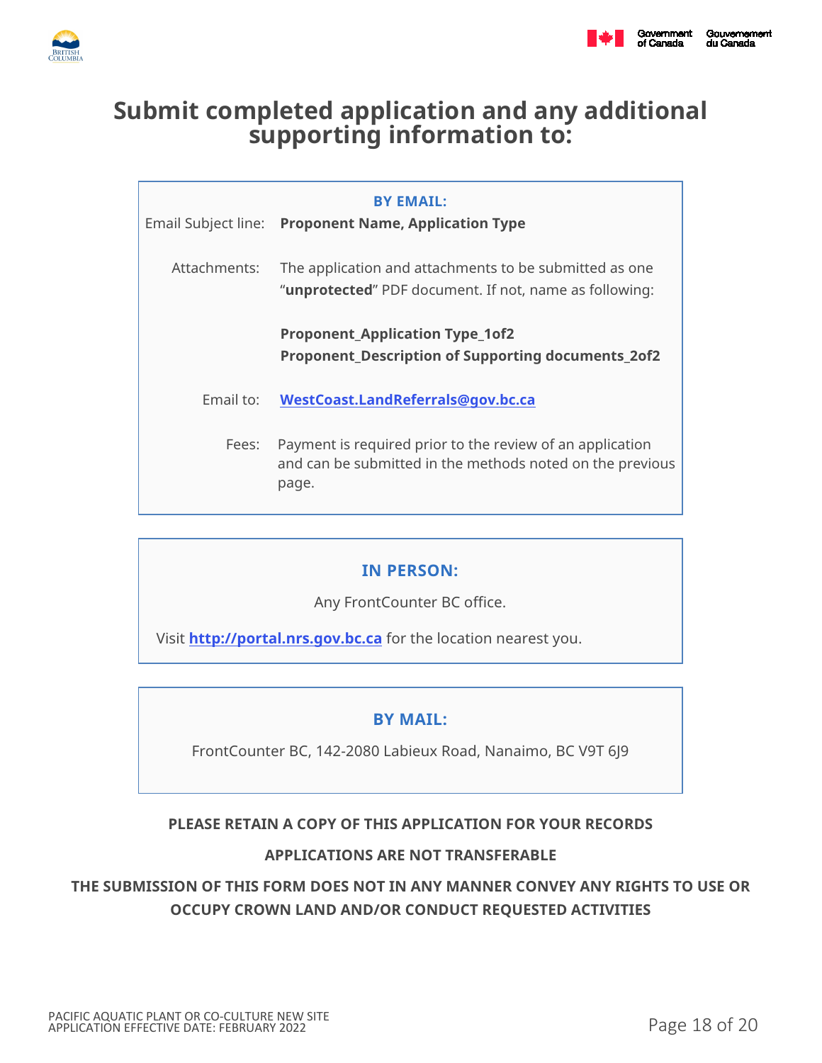# Submit completed application and any additional supporting information to:

### BY EMAIL:

Email Subject line: **Proponent Name, Application Type**

Attachments: The application and attachments to be submitted as one "**unprotected**" PDF document. If not, name as following:

**Proponent_Application Type_1of2**
**Proponent_Description of Supporting documents_2of2**

Email to: **WestCoast.LandReferrals@gov.bc.ca**

Fees: Payment is required prior to the review of an application and can be submitted in the methods noted on the previous page.

### IN PERSON:

Any FrontCounter BC office.

Visit **http://portal.nrs.gov.bc.ca** for the location nearest you.

### BY MAIL:

FrontCounter BC, 142-2080 Labieux Road, Nanaimo, BC V9T 6J9

**PLEASE RETAIN A COPY OF THIS APPLICATION FOR YOUR RECORDS**

**APPLICATIONS ARE NOT TRANSFERABLE**

**THE SUBMISSION OF THIS FORM DOES NOT IN ANY MANNER CONVEY ANY RIGHTS TO USE OR OCCUPY CROWN LAND AND/OR CONDUCT REQUESTED ACTIVITIES**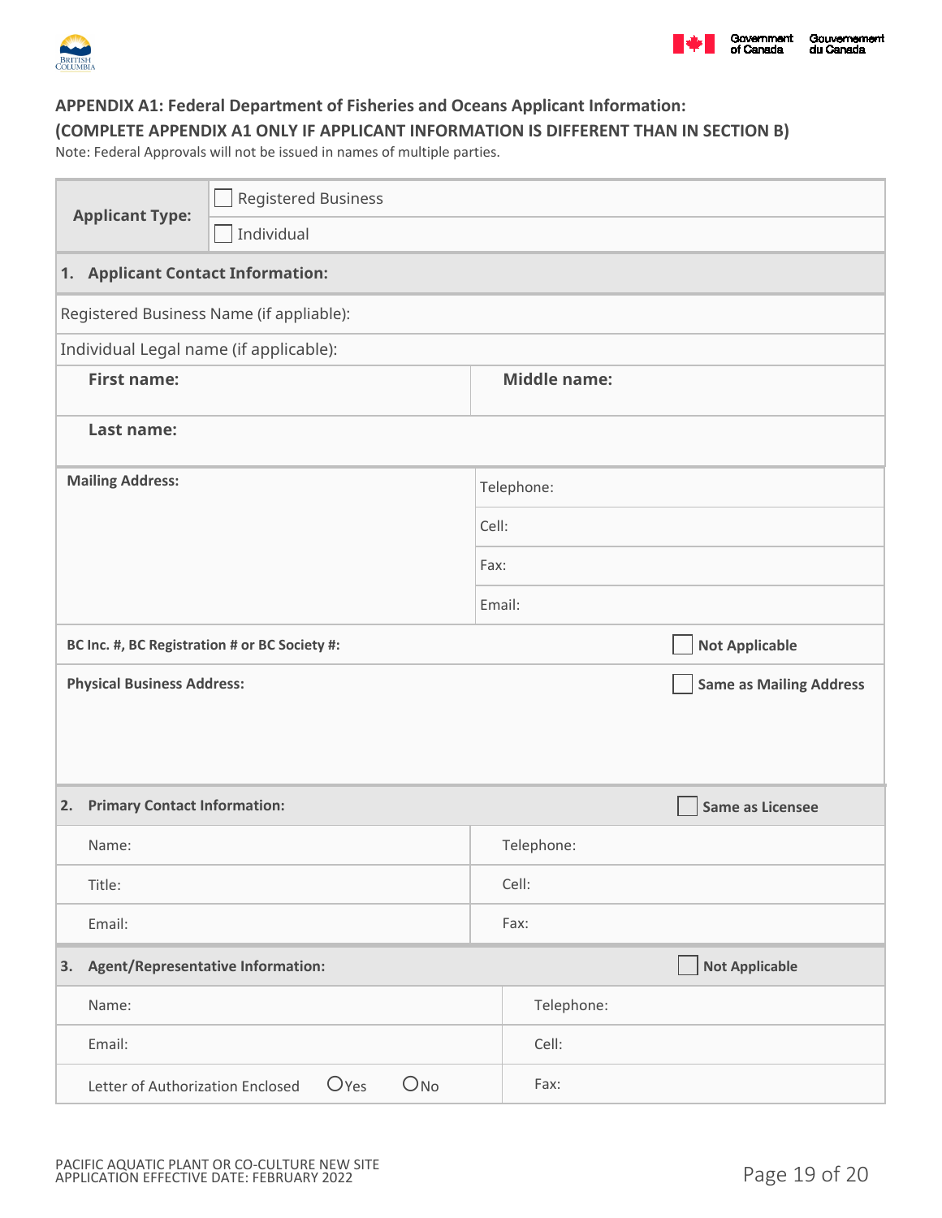## APPENDIX A1: Federal Department of Fisheries and Oceans Applicant Information:

## (COMPLETE APPENDIX A1 ONLY IF APPLICANT INFORMATION IS DIFFERENT THAN IN SECTION B)

Note: Federal Approvals will not be issued in names of multiple parties.

| **Applicant Type:** | ☐ Registered Business |
|---|---|
| | ☐ Individual |

**1. Applicant Contact Information:**

Registered Business Name (if appliable):

Individual Legal name (if applicable):

| **First name:** | **Middle name:** |
|---|---|
| **Last name:** | |

| **Mailing Address:** | Telephone: |
|---|---|
| | Cell: |
| | Fax: |
| | Email: |

**BC Inc. #, BC Registration # or BC Society #:** ☐ **Not Applicable**

**Physical Business Address:** ☐ **Same as Mailing Address**

**2. Primary Contact Information:** ☐ **Same as Licensee**

| Name: | Telephone: |
|---|---|
| Title: | Cell: |
| Email: | Fax: |

**3. Agent/Representative Information:** ☐ **Not Applicable**

| Name: | Telephone: |
|---|---|
| Email: | Cell: |
| Letter of Authorization Enclosed ○Yes ○No | Fax: |

PACIFIC AQUATIC PLANT OR CO-CULTURE NEW SITE APPLICATION EFFECTIVE DATE: FEBRUARY 2022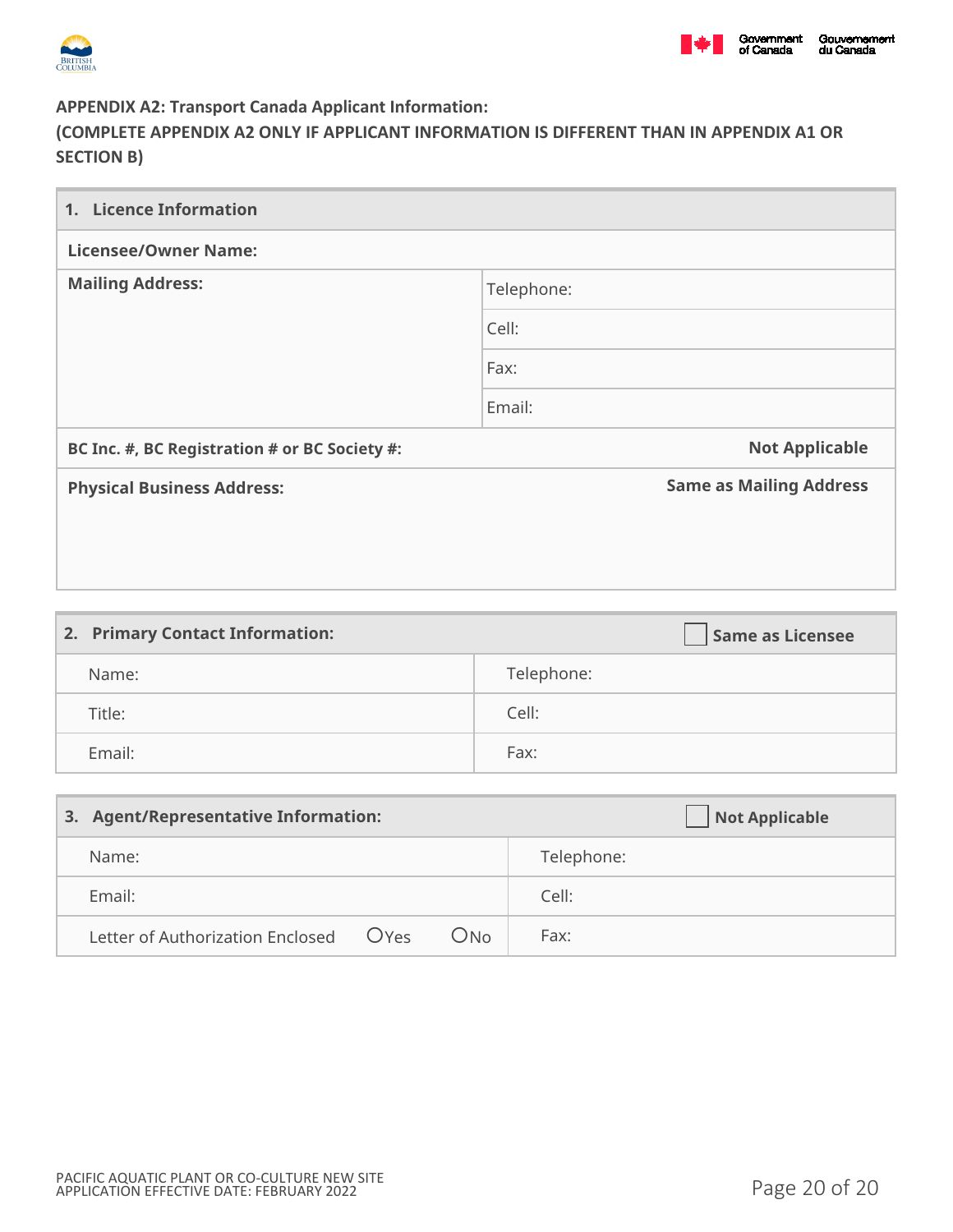**APPENDIX A2: Transport Canada Applicant Information:**

**(COMPLETE APPENDIX A2 ONLY IF APPLICANT INFORMATION IS DIFFERENT THAN IN APPENDIX A1 OR SECTION B)**

| **1. Licence Information** | |
|---|---|
| **Licensee/Owner Name:** | |
| **Mailing Address:** | Telephone: |
| | Cell: |
| | Fax: |
| | Email: |
| **BC Inc. #, BC Registration # or BC Society #:** | **Not Applicable** |
| **Physical Business Address:** | **Same as Mailing Address** |

| **2. Primary Contact Information:** | ☐ **Same as Licensee** |
|---|---|
| Name: | Telephone: |
| Title: | Cell: |
| Email: | Fax: |

| **3. Agent/Representative Information:** | ☐ **Not Applicable** |
|---|---|
| Name: | Telephone: |
| Email: | Cell: |
| Letter of Authorization Enclosed ○Yes ○No | Fax: |

PACIFIC AQUATIC PLANT OR CO-CULTURE NEW SITE APPLICATION EFFECTIVE DATE: FEBRUARY 2022